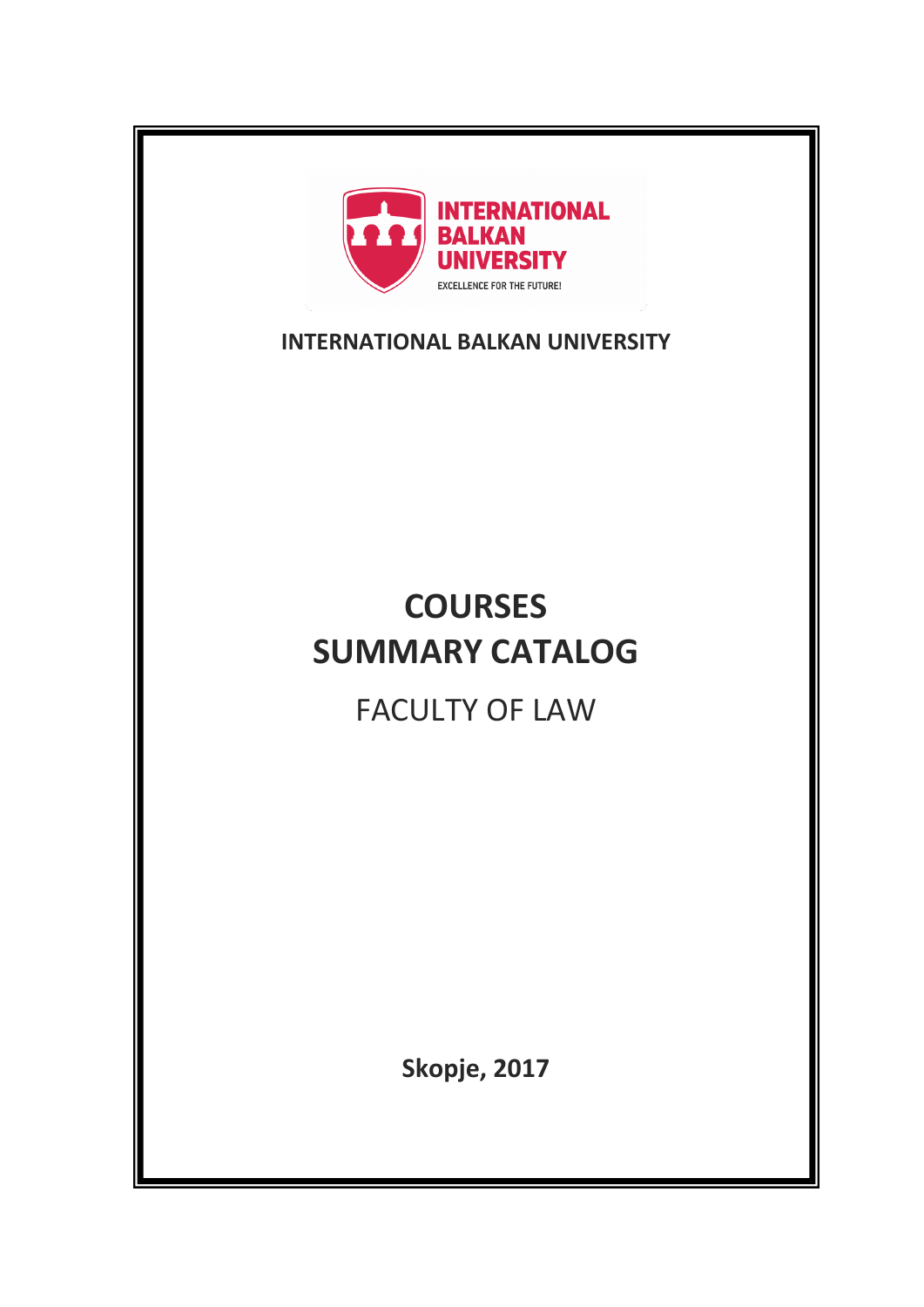**INTERNATIONAL BALKAN UNIVERSITY**

# COURSES SUMMARY CATALOG

## FACULTY OF LAW

**Skopje, 2017**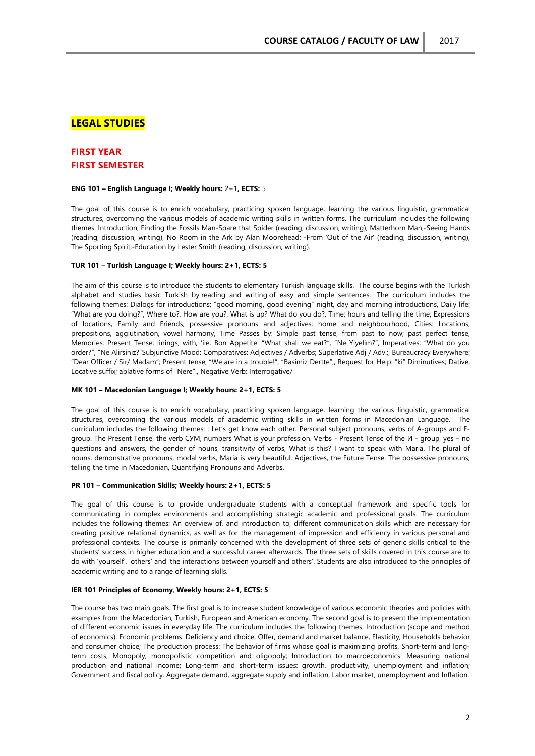# LEGAL STUDIES

## FIRST YEAR
## FIRST SEMESTER

**ENG 101 – English Language I; Weekly hours:** 2+1**, ECTS:** 5

The goal of this course is to enrich vocabulary, practicing spoken language, learning the various linguistic, grammatical structures, overcoming the various models of academic writing skills in written forms. The curriculum includes the following themes: Introduction, Finding the Fossils Man-Spare that Spider (reading, discussion, writing), Matterhorn Man;-Seeing Hands (reading, discussion, writing), No Room in the Ark by Alan Moorehead; -From 'Out of the Air' (reading, discussion, writing), The Sporting Spirit;-Education by Lester Smith (reading, discussion, writing).

**TUR 101 – Turkish Language I; Weekly hours: 2+1, ECTS: 5**

The aim of this course is to introduce the students to elementary Turkish language skills. The course begins with the Turkish alphabet and studies basic Turkish by reading and writing of easy and simple sentences. The curriculum includes the following themes: Dialogs for introductions; "good morning, good evening" night, day and morning introductions, Daily life: "What are you doing?", Where to?, How are you?, What is up? What do you do?, Time; hours and telling the time; Expressions of locations, Family and Friends; possessive pronouns and adjectives; home and neighbourhood, Cities: Locations, prepositions, agglutination, vowel harmony, Time Passes by: Simple past tense, from past to now; past perfect tense, Memories: Present Tense; linings, with, 'ile, Bon Appetite: "What shall we eat?", "Ne Yiyelim?", Imperatives; "What do you order?", "Ne Alirsiniz?"Subjunctive Mood: Comparatives: Adjectives / Adverbs; Superlative Adj / Adv.;, Bureaucracy Everywhere: "Dear Officer / Sir/ Madam"; Present tense; "We are in a trouble!"; "Basimiz Dertte";, Request for Help: "ki" Diminutives; Dative, Locative suffix; ablative forms of "Nere"., Negative Verb: Interrogative/

**MK 101 – Macedonian Language I; Weekly hours: 2+1, ECTS: 5**

The goal of this course is to enrich vocabulary, practicing spoken language, learning the various linguistic, grammatical structures, overcoming the various models of academic writing skills in written forms in Macedonian Language. The curriculum includes the following themes: : Let's get know each other. Personal subject pronouns, verbs of A-groups and E-group. The Present Tense, the verb СУМ, numbers What is your profession. Verbs - Present Tense of the И - group, yes – no questions and answers, the gender of nouns, transitivity of verbs, What is this? I want to speak with Maria. The plural of nouns, demonstrative pronouns, modal verbs, Maria is very beautiful. Adjectives, the Future Tense. The possessive pronouns, telling the time in Macedonian, Quantifying Pronouns and Adverbs.

**PR 101 – Communication Skills; Weekly hours: 2+1, ECTS: 5**

The goal of this course is to provide undergraduate students with a conceptual framework and specific tools for communicating in complex environments and accomplishing strategic academic and professional goals. The curriculum includes the following themes: An overview of, and introduction to, different communication skills which are necessary for creating positive relational dynamics, as well as for the management of impression and efficiency in various personal and professional contexts. The course is primarily concerned with the development of three sets of generic skills critical to the students' success in higher education and a successful career afterwards. The three sets of skills covered in this course are to do with 'yourself', 'others' and 'the interactions between yourself and others'. Students are also introduced to the principles of academic writing and to a range of learning skills.

**IER 101 Principles of Economy**, **Weekly hours: 2+1, ECTS: 5**

The course has two main goals. The first goal is to increase student knowledge of various economic theories and policies with examples from the Macedonian, Turkish, European and American economy. The second goal is to present the implementation of different economic issues in everyday life. The curriculum includes the following themes: Introduction (scope and method of economics). Economic problems: Deficiency and choice, Offer, demand and market balance, Elasticity, Households behavior and consumer choice; The production process: The behavior of firms whose goal is maximizing profits, Short-term and long-term costs, Monopoly, monopolistic competition and oligopoly; Introduction to macroeconomics. Measuring national production and national income; Long-term and short-term issues: growth, productivity, unemployment and inflation; Government and fiscal policy. Aggregate demand, aggregate supply and inflation; Labor market, unemployment and Inflation.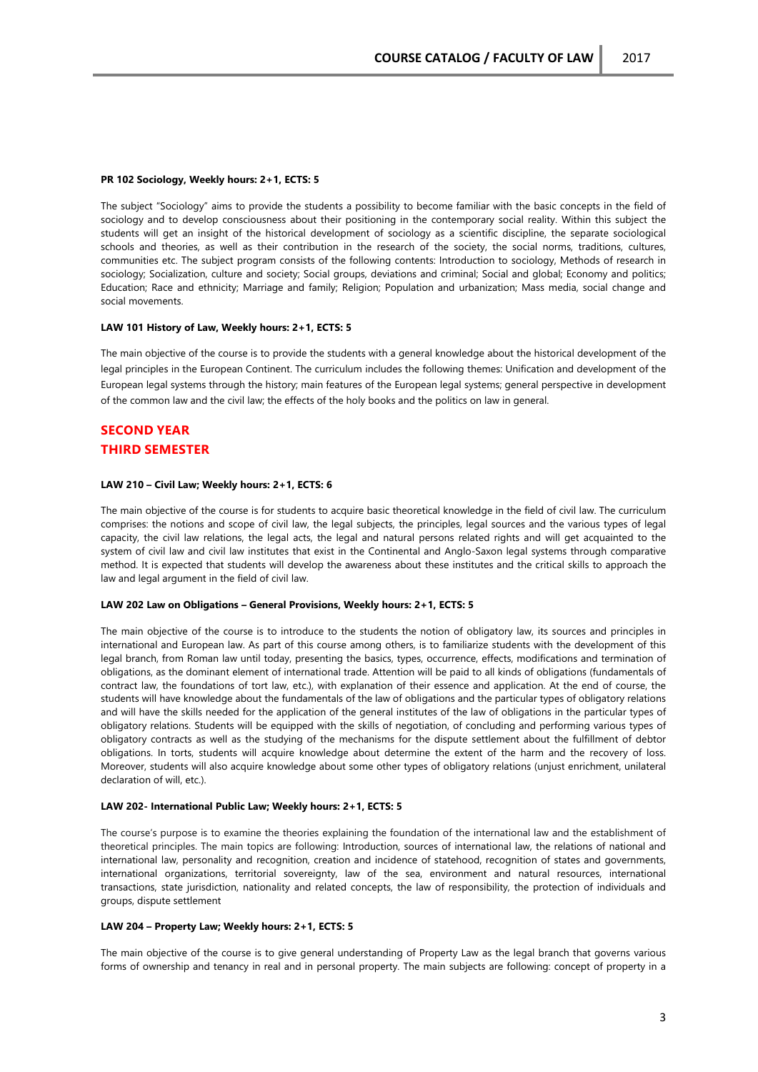**PR 102 Sociology, Weekly hours: 2+1, ECTS: 5**

The subject "Sociology" aims to provide the students a possibility to become familiar with the basic concepts in the field of sociology and to develop consciousness about their positioning in the contemporary social reality. Within this subject the students will get an insight of the historical development of sociology as a scientific discipline, the separate sociological schools and theories, as well as their contribution in the research of the society, the social norms, traditions, cultures, communities etc. The subject program consists of the following contents: Introduction to sociology, Methods of research in sociology; Socialization, culture and society; Social groups, deviations and criminal; Social and global; Economy and politics; Education; Race and ethnicity; Marriage and family; Religion; Population and urbanization; Mass media, social change and social movements.

**LAW 101 History of Law, Weekly hours: 2+1, ECTS: 5**

The main objective of the course is to provide the students with a general knowledge about the historical development of the legal principles in the European Continent. The curriculum includes the following themes: Unification and development of the European legal systems through the history; main features of the European legal systems; general perspective in development of the common law and the civil law; the effects of the holy books and the politics on law in general.

## SECOND YEAR

## THIRD SEMESTER

**LAW 210 – Civil Law; Weekly hours: 2+1, ECTS: 6**

The main objective of the course is for students to acquire basic theoretical knowledge in the field of civil law. The curriculum comprises: the notions and scope of civil law, the legal subjects, the principles, legal sources and the various types of legal capacity, the civil law relations, the legal acts, the legal and natural persons related rights and will get acquainted to the system of civil law and civil law institutes that exist in the Continental and Anglo-Saxon legal systems through comparative method. It is expected that students will develop the awareness about these institutes and the critical skills to approach the law and legal argument in the field of civil law.

**LAW 202 Law on Obligations – General Provisions, Weekly hours: 2+1, ECTS: 5**

The main objective of the course is to introduce to the students the notion of obligatory law, its sources and principles in international and European law. As part of this course among others, is to familiarize students with the development of this legal branch, from Roman law until today, presenting the basics, types, occurrence, effects, modifications and termination of obligations, as the dominant element of international trade. Attention will be paid to all kinds of obligations (fundamentals of contract law, the foundations of tort law, etc.), with explanation of their essence and application. At the end of course, the students will have knowledge about the fundamentals of the law of obligations and the particular types of obligatory relations and will have the skills needed for the application of the general institutes of the law of obligations in the particular types of obligatory relations. Students will be equipped with the skills of negotiation, of concluding and performing various types of obligatory contracts as well as the studying of the mechanisms for the dispute settlement about the fulfillment of debtor obligations. In torts, students will acquire knowledge about determine the extent of the harm and the recovery of loss. Moreover, students will also acquire knowledge about some other types of obligatory relations (unjust enrichment, unilateral declaration of will, etc.).

**LAW 202- International Public Law; Weekly hours: 2+1, ECTS: 5**

The course's purpose is to examine the theories explaining the foundation of the international law and the establishment of theoretical principles. The main topics are following: Introduction, sources of international law, the relations of national and international law, personality and recognition, creation and incidence of statehood, recognition of states and governments, international organizations, territorial sovereignty, law of the sea, environment and natural resources, international transactions, state jurisdiction, nationality and related concepts, the law of responsibility, the protection of individuals and groups, dispute settlement

**LAW 204 – Property Law; Weekly hours: 2+1, ECTS: 5**

The main objective of the course is to give general understanding of Property Law as the legal branch that governs various forms of ownership and tenancy in real and in personal property. The main subjects are following: concept of property in a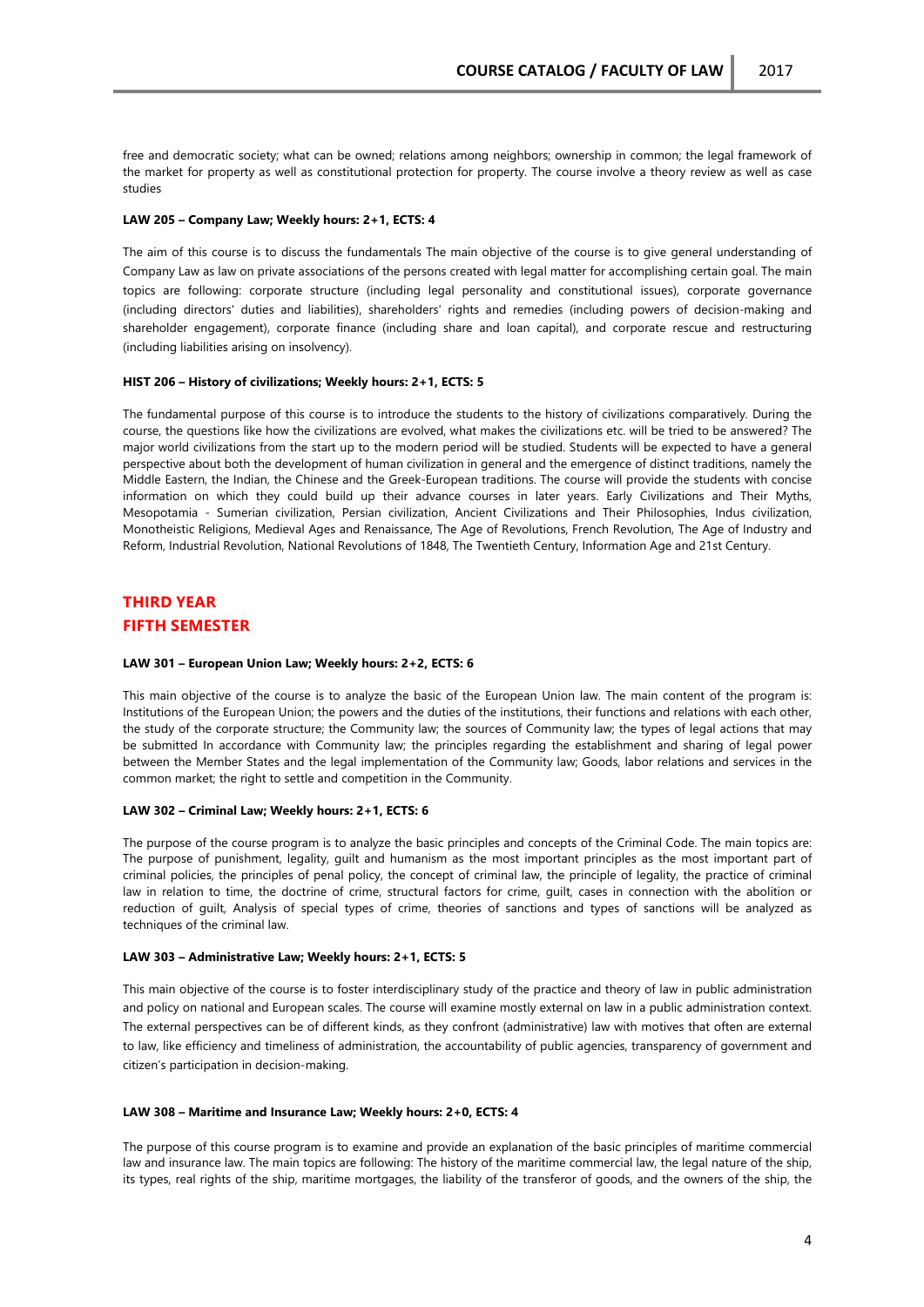free and democratic society; what can be owned; relations among neighbors; ownership in common; the legal framework of the market for property as well as constitutional protection for property. The course involve a theory review as well as case studies

**LAW 205 – Company Law; Weekly hours: 2+1, ECTS: 4**

The aim of this course is to discuss the fundamentals The main objective of the course is to give general understanding of Company Law as law on private associations of the persons created with legal matter for accomplishing certain goal. The main topics are following: corporate structure (including legal personality and constitutional issues), corporate governance (including directors' duties and liabilities), shareholders' rights and remedies (including powers of decision-making and shareholder engagement), corporate finance (including share and loan capital), and corporate rescue and restructuring (including liabilities arising on insolvency).

**HIST 206 – History of civilizations; Weekly hours: 2+1, ECTS: 5**

The fundamental purpose of this course is to introduce the students to the history of civilizations comparatively. During the course, the questions like how the civilizations are evolved, what makes the civilizations etc. will be tried to be answered? The major world civilizations from the start up to the modern period will be studied. Students will be expected to have a general perspective about both the development of human civilization in general and the emergence of distinct traditions, namely the Middle Eastern, the Indian, the Chinese and the Greek-European traditions. The course will provide the students with concise information on which they could build up their advance courses in later years. Early Civilizations and Their Myths, Mesopotamia - Sumerian civilization, Persian civilization, Ancient Civilizations and Their Philosophies, Indus civilization, Monotheistic Religions, Medieval Ages and Renaissance, The Age of Revolutions, French Revolution, The Age of Industry and Reform, Industrial Revolution, National Revolutions of 1848, The Twentieth Century, Information Age and 21st Century.

## THIRD YEAR

## FIFTH SEMESTER

**LAW 301 – European Union Law; Weekly hours: 2+2, ECTS: 6**

This main objective of the course is to analyze the basic of the European Union law. The main content of the program is: Institutions of the European Union; the powers and the duties of the institutions, their functions and relations with each other, the study of the corporate structure; the Community law; the sources of Community law; the types of legal actions that may be submitted In accordance with Community law; the principles regarding the establishment and sharing of legal power between the Member States and the legal implementation of the Community law; Goods, labor relations and services in the common market; the right to settle and competition in the Community.

**LAW 302 – Criminal Law; Weekly hours: 2+1, ECTS: 6**

The purpose of the course program is to analyze the basic principles and concepts of the Criminal Code. The main topics are: The purpose of punishment, legality, guilt and humanism as the most important principles as the most important part of criminal policies, the principles of penal policy, the concept of criminal law, the principle of legality, the practice of criminal law in relation to time, the doctrine of crime, structural factors for crime, guilt, cases in connection with the abolition or reduction of guilt, Analysis of special types of crime, theories of sanctions and types of sanctions will be analyzed as techniques of the criminal law.

**LAW 303 – Administrative Law; Weekly hours: 2+1, ECTS: 5**

This main objective of the course is to foster interdisciplinary study of the practice and theory of law in public administration and policy on national and European scales. The course will examine mostly external on law in a public administration context. The external perspectives can be of different kinds, as they confront (administrative) law with motives that often are external to law, like efficiency and timeliness of administration, the accountability of public agencies, transparency of government and citizen's participation in decision-making.

**LAW 308 – Maritime and Insurance Law; Weekly hours: 2+0, ECTS: 4**

The purpose of this course program is to examine and provide an explanation of the basic principles of maritime commercial law and insurance law. The main topics are following: The history of the maritime commercial law, the legal nature of the ship, its types, real rights of the ship, maritime mortgages, the liability of the transferor of goods, and the owners of the ship, the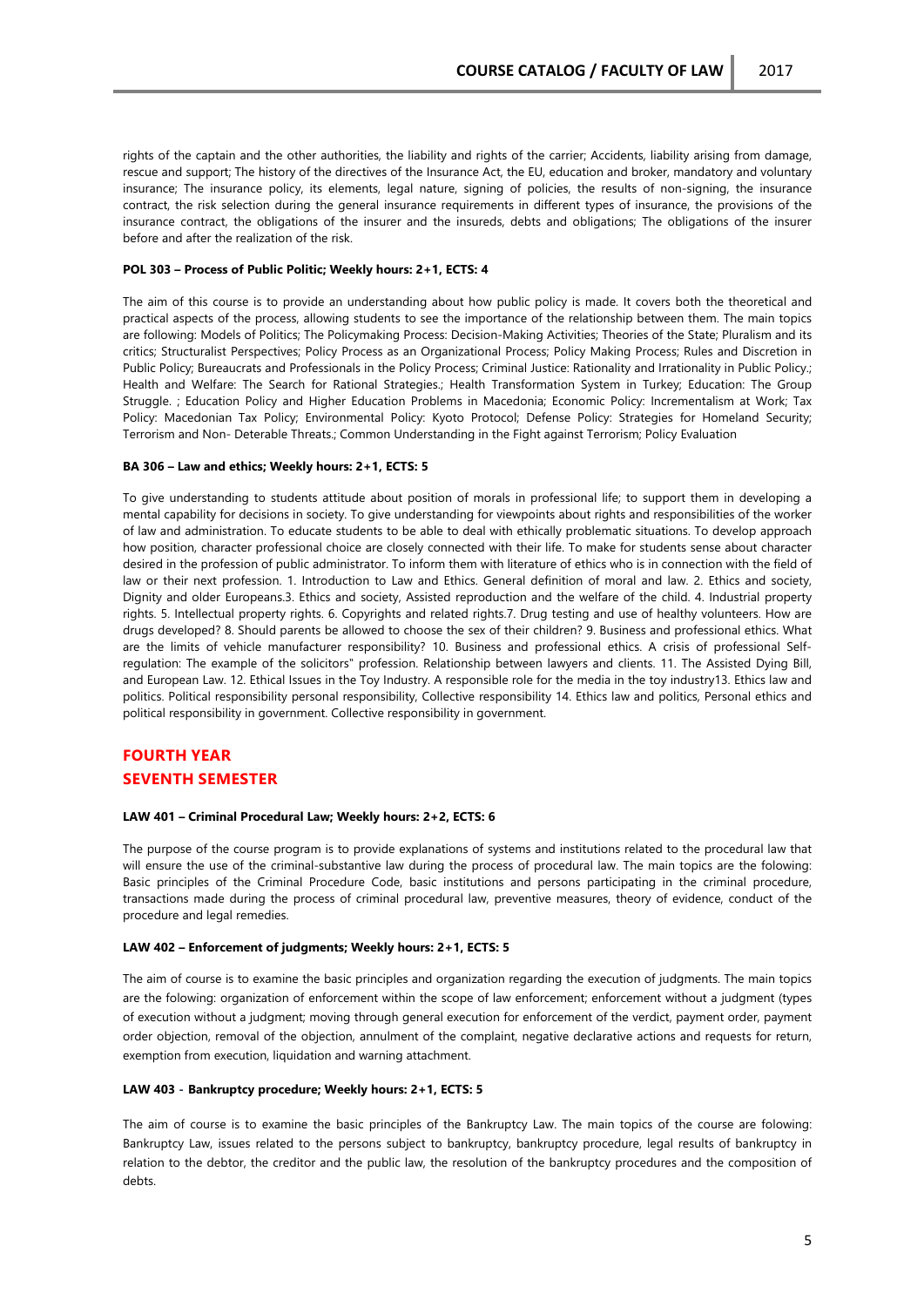rights of the captain and the other authorities, the liability and rights of the carrier; Accidents, liability arising from damage, rescue and support; The history of the directives of the Insurance Act, the EU, education and broker, mandatory and voluntary insurance; The insurance policy, its elements, legal nature, signing of policies, the results of non-signing, the insurance contract, the risk selection during the general insurance requirements in different types of insurance, the provisions of the insurance contract, the obligations of the insurer and the insureds, debts and obligations; The obligations of the insurer before and after the realization of the risk.

**POL 303 – Process of Public Politic; Weekly hours: 2+1, ECTS: 4**

The aim of this course is to provide an understanding about how public policy is made. It covers both the theoretical and practical aspects of the process, allowing students to see the importance of the relationship between them. The main topics are following: Models of Politics; The Policymaking Process: Decision-Making Activities; Theories of the State; Pluralism and its critics; Structuralist Perspectives; Policy Process as an Organizational Process; Policy Making Process; Rules and Discretion in Public Policy; Bureaucrats and Professionals in the Policy Process; Criminal Justice: Rationality and Irrationality in Public Policy.; Health and Welfare: The Search for Rational Strategies.; Health Transformation System in Turkey; Education: The Group Struggle. ; Education Policy and Higher Education Problems in Macedonia; Economic Policy: Incrementalism at Work; Tax Policy: Macedonian Tax Policy; Environmental Policy: Kyoto Protocol; Defense Policy: Strategies for Homeland Security; Terrorism and Non- Deterable Threats.; Common Understanding in the Fight against Terrorism; Policy Evaluation

**BA 306 – Law and ethics; Weekly hours: 2+1, ECTS: 5**

To give understanding to students attitude about position of morals in professional life; to support them in developing a mental capability for decisions in society. To give understanding for viewpoints about rights and responsibilities of the worker of law and administration. To educate students to be able to deal with ethically problematic situations. To develop approach how position, character professional choice are closely connected with their life. To make for students sense about character desired in the profession of public administrator. To inform them with literature of ethics who is in connection with the field of law or their next profession. 1. Introduction to Law and Ethics. General definition of moral and law. 2. Ethics and society, Dignity and older Europeans.3. Ethics and society, Assisted reproduction and the welfare of the child. 4. Industrial property rights. 5. Intellectual property rights. 6. Copyrights and related rights.7. Drug testing and use of healthy volunteers. How are drugs developed? 8. Should parents be allowed to choose the sex of their children? 9. Business and professional ethics. What are the limits of vehicle manufacturer responsibility? 10. Business and professional ethics. A crisis of professional Self-regulation: The example of the solicitors" profession. Relationship between lawyers and clients. 11. The Assisted Dying Bill, and European Law. 12. Ethical Issues in the Toy Industry. A responsible role for the media in the toy industry13. Ethics law and politics. Political responsibility personal responsibility, Collective responsibility 14. Ethics law and politics, Personal ethics and political responsibility in government. Collective responsibility in government.

## FOURTH YEAR

## SEVENTH SEMESTER

**LAW 401 – Criminal Procedural Law; Weekly hours: 2+2, ECTS: 6**

The purpose of the course program is to provide explanations of systems and institutions related to the procedural law that will ensure the use of the criminal-substantive law during the process of procedural law. The main topics are the folowing: Basic principles of the Criminal Procedure Code, basic institutions and persons participating in the criminal procedure, transactions made during the process of criminal procedural law, preventive measures, theory of evidence, conduct of the procedure and legal remedies.

**LAW 402 – Enforcement of judgments; Weekly hours: 2+1, ECTS: 5**

The aim of course is to examine the basic principles and organization regarding the execution of judgments. The main topics are the folowing: organization of enforcement within the scope of law enforcement; enforcement without a judgment (types of execution without a judgment; moving through general execution for enforcement of the verdict, payment order, payment order objection, removal of the objection, annulment of the complaint, negative declarative actions and requests for return, exemption from execution, liquidation and warning attachment.

**LAW 403 - Bankruptcy procedure; Weekly hours: 2+1, ECTS: 5**

The aim of course is to examine the basic principles of the Bankruptcy Law. The main topics of the course are folowing: Bankruptcy Law, issues related to the persons subject to bankruptcy, bankruptcy procedure, legal results of bankruptcy in relation to the debtor, the creditor and the public law, the resolution of the bankruptcy procedures and the composition of debts.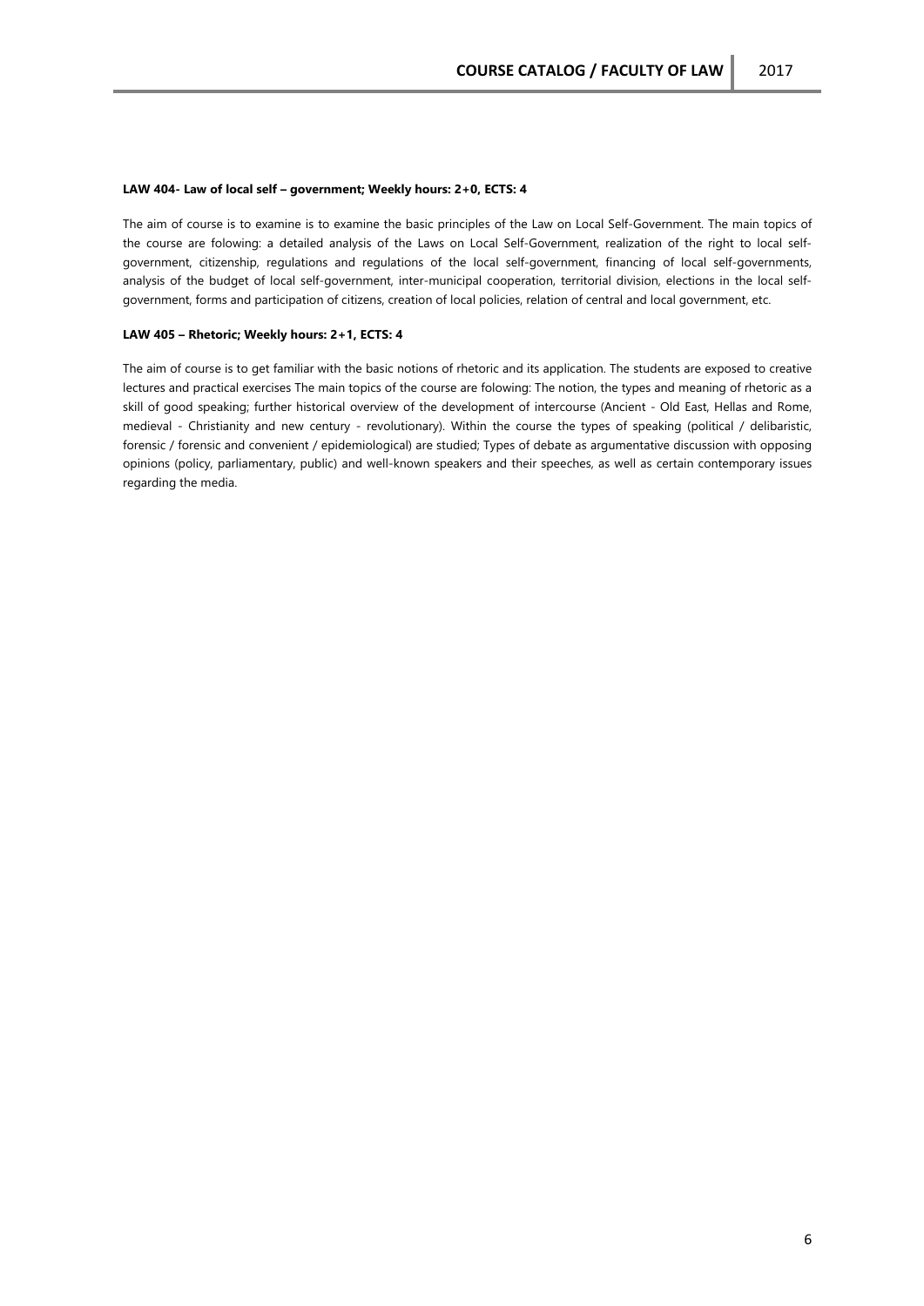**LAW 404- Law of local self – government; Weekly hours: 2+0, ECTS: 4**

The aim of course is to examine is to examine the basic principles of the Law on Local Self-Government. The main topics of the course are folowing: a detailed analysis of the Laws on Local Self-Government, realization of the right to local self-government, citizenship, regulations and regulations of the local self-government, financing of local self-governments, analysis of the budget of local self-government, inter-municipal cooperation, territorial division, elections in the local self-government, forms and participation of citizens, creation of local policies, relation of central and local government, etc.

**LAW 405 – Rhetoric; Weekly hours: 2+1, ECTS: 4**

The aim of course is to get familiar with the basic notions of rhetoric and its application. The students are exposed to creative lectures and practical exercises The main topics of the course are folowing: The notion, the types and meaning of rhetoric as a skill of good speaking; further historical overview of the development of intercourse (Ancient - Old East, Hellas and Rome, medieval - Christianity and new century - revolutionary). Within the course the types of speaking (political / delibaristic, forensic / forensic and convenient / epidemiological) are studied; Types of debate as argumentative discussion with opposing opinions (policy, parliamentary, public) and well-known speakers and their speeches, as well as certain contemporary issues regarding the media.